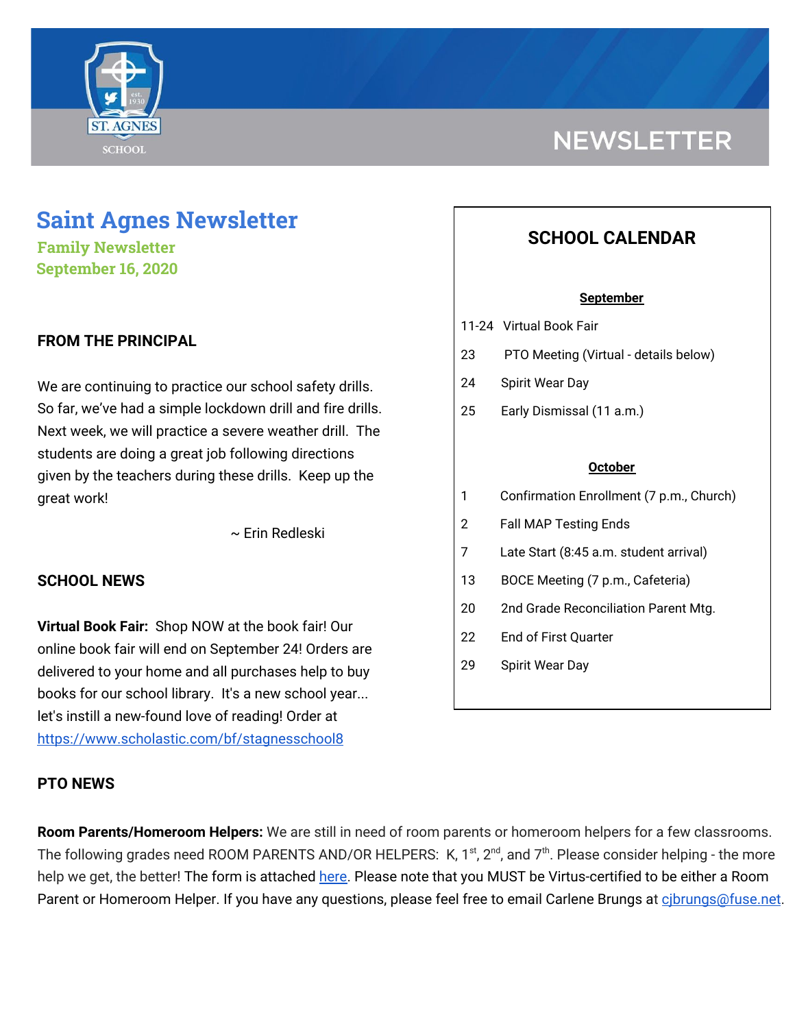# Saint Agnes Newsletter

**Family Newsletter**
**September 16, 2020**

### FROM THE PRINCIPAL

We are continuing to practice our school safety drills. So far, we've had a simple lockdown drill and fire drills. Next week, we will practice a severe weather drill. The students are doing a great job following directions given by the teachers during these drills. Keep up the great work!

~ Erin Redleski

### SCHOOL NEWS

**Virtual Book Fair:** Shop NOW at the book fair! Our online book fair will end on September 24! Orders are delivered to your home and all purchases help to buy books for our school library. It's a new school year... let's instill a new-found love of reading! Order at https://www.scholastic.com/bf/stagnesschool8

### SCHOOL CALENDAR

**September**

| | |
|---|---|
| 11-24 | Virtual Book Fair |
| 23 | PTO Meeting (Virtual - details below) |
| 24 | Spirit Wear Day |
| 25 | Early Dismissal (11 a.m.) |

**October**

| | |
|---|---|
| 1 | Confirmation Enrollment (7 p.m., Church) |
| 2 | Fall MAP Testing Ends |
| 7 | Late Start (8:45 a.m. student arrival) |
| 13 | BOCE Meeting (7 p.m., Cafeteria) |
| 20 | 2nd Grade Reconciliation Parent Mtg. |
| 22 | End of First Quarter |
| 29 | Spirit Wear Day |

### PTO NEWS

**Room Parents/Homeroom Helpers:** We are still in need of room parents or homeroom helpers for a few classrooms. The following grades need ROOM PARENTS AND/OR HELPERS: K, 1st, 2nd, and 7th. Please consider helping - the more help we get, the better! The form is attached here. Please note that you MUST be Virtus-certified to be either a Room Parent or Homeroom Helper. If you have any questions, please feel free to email Carlene Brungs at cjbrungs@fuse.net.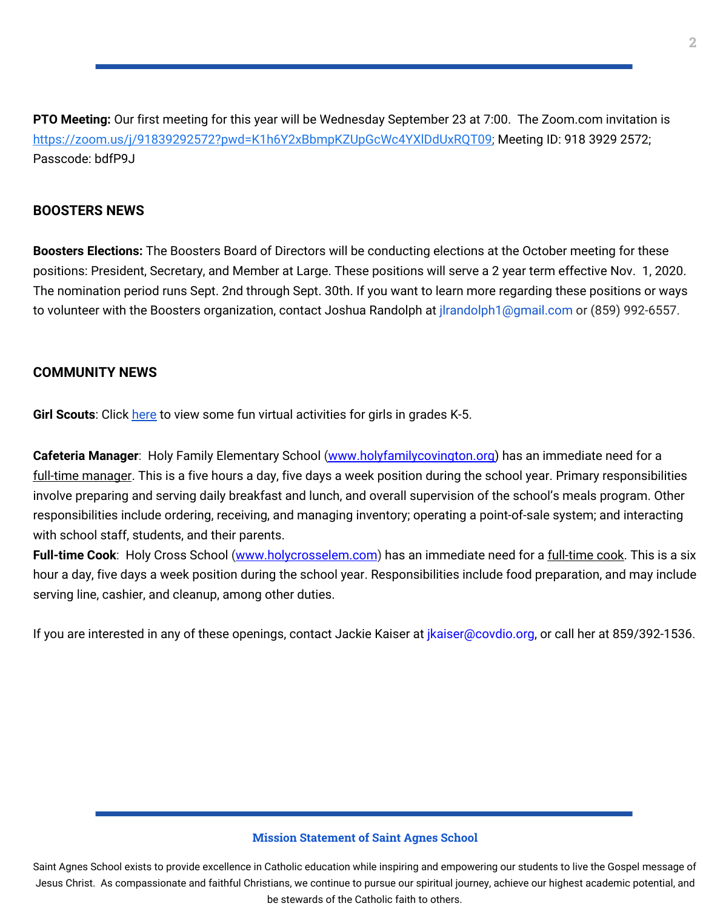**PTO Meeting:** Our first meeting for this year will be Wednesday September 23 at 7:00. The Zoom.com invitation is https://zoom.us/j/91839292572?pwd=K1h6Y2xBbmpKZUpGcWc4YXlDdUxRQT09; Meeting ID: 918 3929 2572; Passcode: bdfP9J

## BOOSTERS NEWS

**Boosters Elections:** The Boosters Board of Directors will be conducting elections at the October meeting for these positions: President, Secretary, and Member at Large. These positions will serve a 2 year term effective Nov. 1, 2020. The nomination period runs Sept. 2nd through Sept. 30th. If you want to learn more regarding these positions or ways to volunteer with the Boosters organization, contact Joshua Randolph at jlrandolph1@gmail.com or (859) 992-6557.

## COMMUNITY NEWS

**Girl Scouts**: Click here to view some fun virtual activities for girls in grades K-5.

**Cafeteria Manager**: Holy Family Elementary School (www.holyfamilycovington.org) has an immediate need for a full-time manager. This is a five hours a day, five days a week position during the school year. Primary responsibilities involve preparing and serving daily breakfast and lunch, and overall supervision of the school's meals program. Other responsibilities include ordering, receiving, and managing inventory; operating a point-of-sale system; and interacting with school staff, students, and their parents.

**Full-time Cook**: Holy Cross School (www.holycrosselem.com) has an immediate need for a full-time cook. This is a six hour a day, five days a week position during the school year. Responsibilities include food preparation, and may include serving line, cashier, and cleanup, among other duties.

If you are interested in any of these openings, contact Jackie Kaiser at jkaiser@covdio.org, or call her at 859/392-1536.

**Mission Statement of Saint Agnes School**

Saint Agnes School exists to provide excellence in Catholic education while inspiring and empowering our students to live the Gospel message of Jesus Christ. As compassionate and faithful Christians, we continue to pursue our spiritual journey, achieve our highest academic potential, and be stewards of the Catholic faith to others.